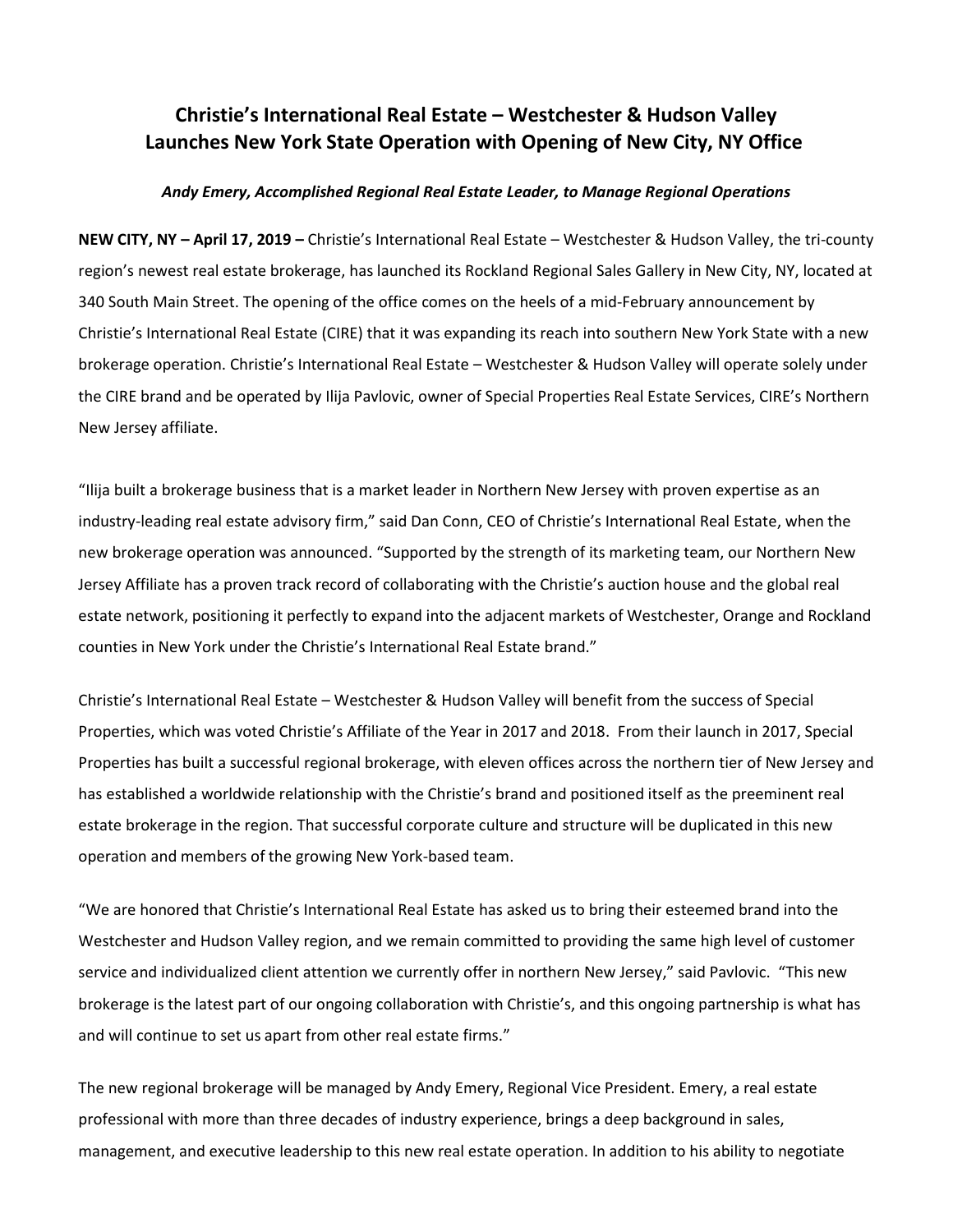# Christie's International Real Estate – Westchester & Hudson Valley Launches New York State Operation with Opening of New City, NY Office

***Andy Emery, Accomplished Regional Real Estate Leader, to Manage Regional Operations***

**NEW CITY, NY – April 17, 2019 –** Christie's International Real Estate – Westchester & Hudson Valley, the tri-county region's newest real estate brokerage, has launched its Rockland Regional Sales Gallery in New City, NY, located at 340 South Main Street. The opening of the office comes on the heels of a mid-February announcement by Christie's International Real Estate (CIRE) that it was expanding its reach into southern New York State with a new brokerage operation. Christie's International Real Estate – Westchester & Hudson Valley will operate solely under the CIRE brand and be operated by Ilija Pavlovic, owner of Special Properties Real Estate Services, CIRE's Northern New Jersey affiliate.

"Ilija built a brokerage business that is a market leader in Northern New Jersey with proven expertise as an industry-leading real estate advisory firm," said Dan Conn, CEO of Christie's International Real Estate, when the new brokerage operation was announced. "Supported by the strength of its marketing team, our Northern New Jersey Affiliate has a proven track record of collaborating with the Christie's auction house and the global real estate network, positioning it perfectly to expand into the adjacent markets of Westchester, Orange and Rockland counties in New York under the Christie's International Real Estate brand."

Christie's International Real Estate – Westchester & Hudson Valley will benefit from the success of Special Properties, which was voted Christie's Affiliate of the Year in 2017 and 2018. From their launch in 2017, Special Properties has built a successful regional brokerage, with eleven offices across the northern tier of New Jersey and has established a worldwide relationship with the Christie's brand and positioned itself as the preeminent real estate brokerage in the region. That successful corporate culture and structure will be duplicated in this new operation and members of the growing New York-based team.

"We are honored that Christie's International Real Estate has asked us to bring their esteemed brand into the Westchester and Hudson Valley region, and we remain committed to providing the same high level of customer service and individualized client attention we currently offer in northern New Jersey," said Pavlovic. "This new brokerage is the latest part of our ongoing collaboration with Christie's, and this ongoing partnership is what has and will continue to set us apart from other real estate firms."

The new regional brokerage will be managed by Andy Emery, Regional Vice President. Emery, a real estate professional with more than three decades of industry experience, brings a deep background in sales, management, and executive leadership to this new real estate operation. In addition to his ability to negotiate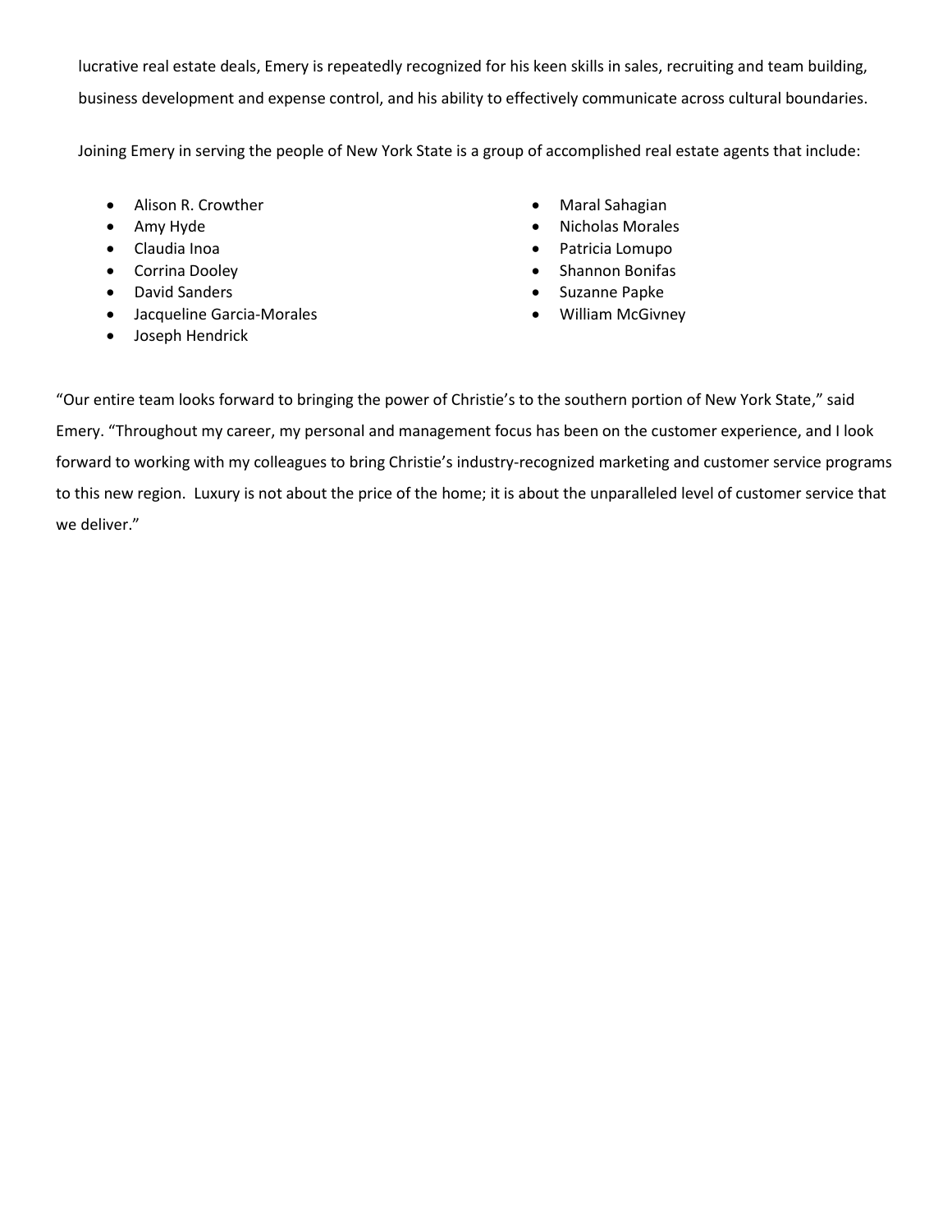lucrative real estate deals, Emery is repeatedly recognized for his keen skills in sales, recruiting and team building, business development and expense control, and his ability to effectively communicate across cultural boundaries.

Joining Emery in serving the people of New York State is a group of accomplished real estate agents that include:

- Alison R. Crowther
- Amy Hyde
- Claudia Inoa
- Corrina Dooley
- David Sanders
- Jacqueline Garcia-Morales
- Joseph Hendrick
- Maral Sahagian
- Nicholas Morales
- Patricia Lomupo
- Shannon Bonifas
- Suzanne Papke
- William McGivney

"Our entire team looks forward to bringing the power of Christie's to the southern portion of New York State," said Emery. "Throughout my career, my personal and management focus has been on the customer experience, and I look forward to working with my colleagues to bring Christie's industry-recognized marketing and customer service programs to this new region. Luxury is not about the price of the home; it is about the unparalleled level of customer service that we deliver."